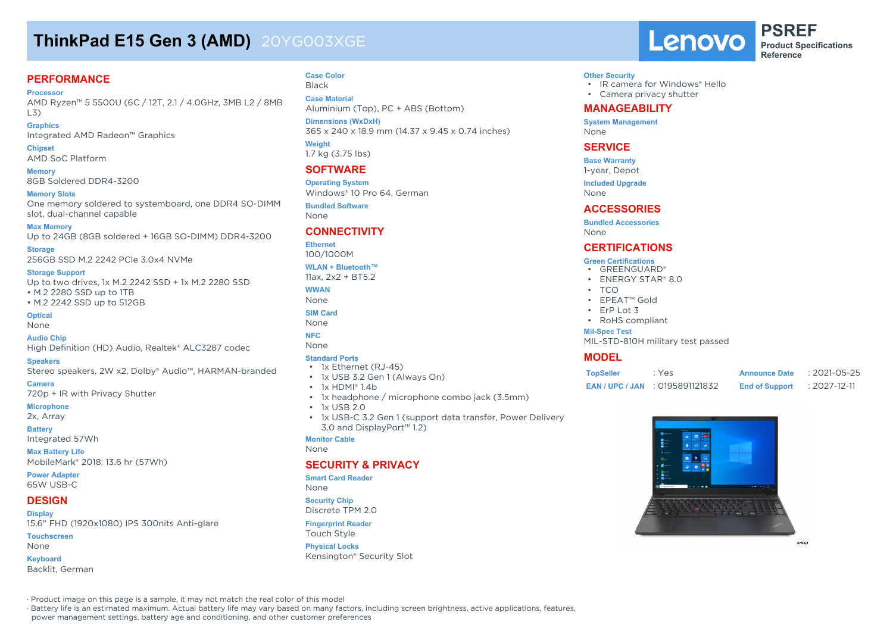# ThinkPad E15 Gen 3 (AMD) 20YG003XGE

Lenovo **PSREF** Product Specifications Reference

## PERFORMANCE

**Processor**
AMD Ryzen™ 5 5500U (6C / 12T, 2.1 / 4.0GHz, 3MB L2 / 8MB L3)

**Graphics**
Integrated AMD Radeon™ Graphics

**Chipset**
AMD SoC Platform

**Memory**
8GB Soldered DDR4-3200

**Memory Slots**
One memory soldered to systemboard, one DDR4 SO-DIMM slot, dual-channel capable

**Max Memory**
Up to 24GB (8GB soldered + 16GB SO-DIMM) DDR4-3200

**Storage**
256GB SSD M.2 2242 PCIe 3.0x4 NVMe

**Storage Support**
Up to two drives, 1x M.2 2242 SSD + 1x M.2 2280 SSD
• M.2 2280 SSD up to 1TB
• M.2 2242 SSD up to 512GB

**Optical**
None

**Audio Chip**
High Definition (HD) Audio, Realtek® ALC3287 codec

**Speakers**
Stereo speakers, 2W x2, Dolby® Audio™, HARMAN-branded

**Camera**
720p + IR with Privacy Shutter

**Microphone**
2x, Array

**Battery**
Integrated 57Wh

**Max Battery Life**
MobileMark® 2018: 13.6 hr (57Wh)

**Power Adapter**
65W USB-C

## DESIGN

**Display**
15.6" FHD (1920x1080) IPS 300nits Anti-glare

**Touchscreen**
None

**Keyboard**
Backlit, German

**Case Color**
Black

**Case Material**
Aluminium (Top), PC + ABS (Bottom)

**Dimensions (WxDxH)**
365 x 240 x 18.9 mm (14.37 x 9.45 x 0.74 inches)

**Weight**
1.7 kg (3.75 lbs)

## SOFTWARE

**Operating System**
Windows® 10 Pro 64, German

**Bundled Software**
None

## CONNECTIVITY

**Ethernet**
100/1000M

**WLAN + Bluetooth™**
11ax, 2x2 + BT5.2

**WWAN**
None

**SIM Card**
None

**NFC**
None

**Standard Ports**
- 1x Ethernet (RJ-45)
- 1x USB 3.2 Gen 1 (Always On)
- 1x HDMI® 1.4b
- 1x headphone / microphone combo jack (3.5mm)
- 1x USB 2.0
- 1x USB-C 3.2 Gen 1 (support data transfer, Power Delivery 3.0 and DisplayPort™ 1.2)

**Monitor Cable**
None

## SECURITY & PRIVACY

**Smart Card Reader**
None

**Security Chip**
Discrete TPM 2.0

**Fingerprint Reader**
Touch Style

**Physical Locks**
Kensington® Security Slot

**Other Security**
- IR camera for Windows® Hello
- Camera privacy shutter

## MANAGEABILITY

**System Management**
None

## SERVICE

**Base Warranty**
1-year, Depot

**Included Upgrade**
None

## ACCESSORIES

**Bundled Accessories**
None

## CERTIFICATIONS

**Green Certifications**
- GREENGUARD®
- ENERGY STAR® 8.0
- TCO
- EPEAT™ Gold
- ErP Lot 3
- RoHS compliant

**Mil-Spec Test**
MIL-STD-810H military test passed

## MODEL

| | | | |
|---|---|---|---|
| **TopSeller** | : Yes | **Announce Date** | : 2021-05-25 |
| **EAN / UPC / JAN** | : 0195891121832 | **End of Support** | : 2027-12-11 |

· Product image on this page is a sample, it may not match the real color of this model
· Battery life is an estimated maximum. Actual battery life may vary based on many factors, including screen brightness, active applications, features, power management settings, battery age and conditioning, and other customer preferences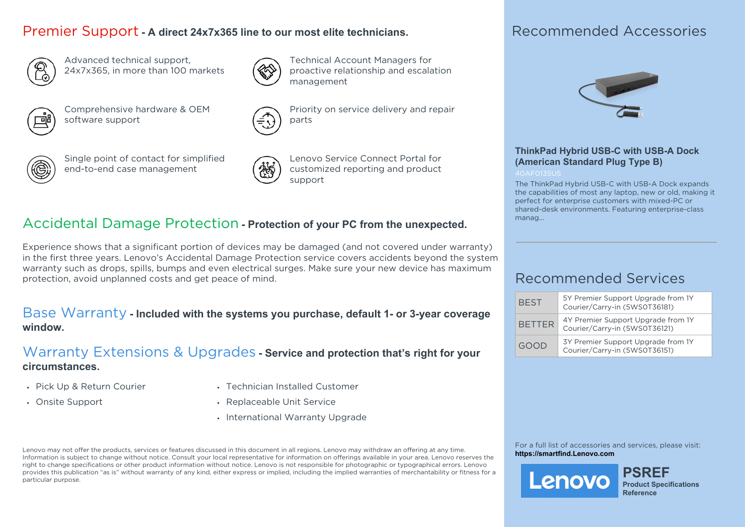## Premier Support - A direct 24x7x365 line to our most elite technicians.

- Advanced technical support, 24x7x365, in more than 100 markets
- Technical Account Managers for proactive relationship and escalation management
- Comprehensive hardware & OEM software support
- Priority on service delivery and repair parts
- Single point of contact for simplified end-to-end case management
- Lenovo Service Connect Portal for customized reporting and product support

## Accidental Damage Protection - Protection of your PC from the unexpected.

Experience shows that a significant portion of devices may be damaged (and not covered under warranty) in the first three years. Lenovo's Accidental Damage Protection service covers accidents beyond the system warranty such as drops, spills, bumps and even electrical surges. Make sure your new device has maximum protection, avoid unplanned costs and get peace of mind.

## Base Warranty - Included with the systems you purchase, default 1- or 3-year coverage window.

## Warranty Extensions & Upgrades - Service and protection that's right for your circumstances.

- Pick Up & Return Courier
- Onsite Support
- Technician Installed Customer
- Replaceable Unit Service
- International Warranty Upgrade

Lenovo may not offer the products, services or features discussed in this document in all regions. Lenovo may withdraw an offering at any time. Information is subject to change without notice. Consult your local representative for information on offerings available in your area. Lenovo reserves the right to change specifications or other product information without notice. Lenovo is not responsible for photographic or typographical errors. Lenovo provides this publication "as is" without warranty of any kind, either express or implied, including the implied warranties of merchantability or fitness for a particular purpose.

## Recommended Accessories

**ThinkPad Hybrid USB-C with USB-A Dock (American Standard Plug Type B)**

40AF0135US

The ThinkPad Hybrid USB-C with USB-A Dock expands the capabilities of most any laptop, new or old, making it perfect for enterprise customers with mixed-PC or shared-desk environments. Featuring enterprise-class manag...

## Recommended Services

| | |
|---|---|
| BEST | 5Y Premier Support Upgrade from 1Y Courier/Carry-in (5WS0T36181) |
| BETTER | 4Y Premier Support Upgrade from 1Y Courier/Carry-in (5WS0T36121) |
| GOOD | 3Y Premier Support Upgrade from 1Y Courier/Carry-in (5WS0T36151) |

For a full list of accessories and services, please visit: **https://smartfind.Lenovo.com**

Lenovo **PSREF** Product Specifications Reference